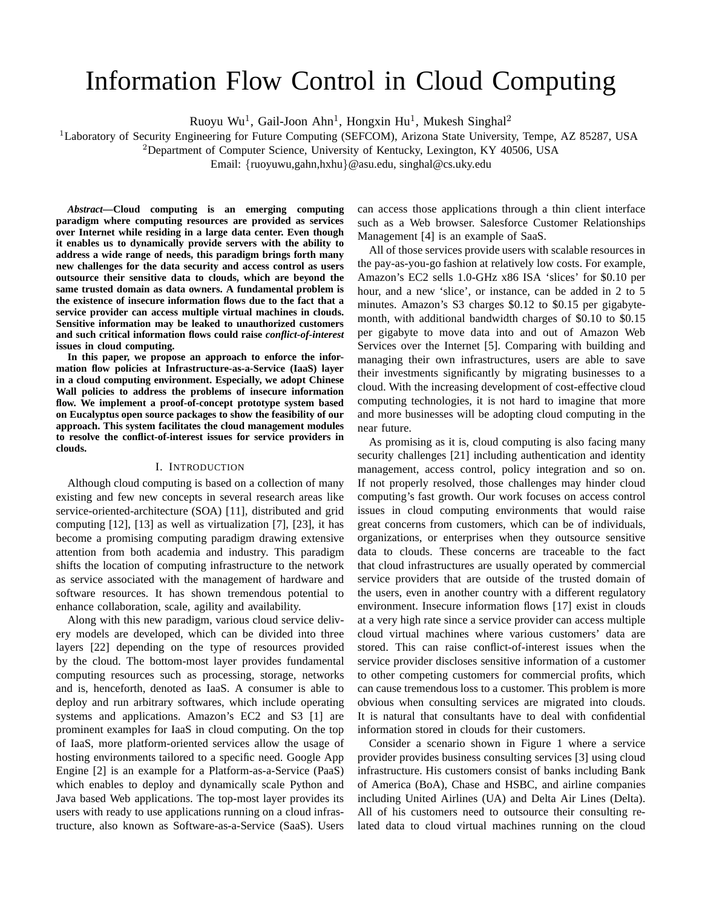# Information Flow Control in Cloud Computing

Ruoyu Wu[1], Gail-Joon Ahn[1], Hongxin Hu[1], Mukesh Singhal[2]

[1]Laboratory of Security Engineering for Future Computing (SEFCOM), Arizona State University, Tempe, AZ 85287, USA

[2]Department of Computer Science, University of Kentucky, Lexington, KY 40506, USA

Email: {ruoyuwu,gahn,hxhu}@asu.edu, singhal@cs.uky.edu

***Abstract*—Cloud computing is an emerging computing paradigm where computing resources are provided as services over Internet while residing in a large data center. Even though it enables us to dynamically provide servers with the ability to address a wide range of needs, this paradigm brings forth many new challenges for the data security and access control as users outsource their sensitive data to clouds, which are beyond the same trusted domain as data owners. A fundamental problem is the existence of insecure information flows due to the fact that a service provider can access multiple virtual machines in clouds. Sensitive information may be leaked to unauthorized customers and such critical information flows could raise *conflict-of-interest* issues in cloud computing.**

**In this paper, we propose an approach to enforce the information flow policies at Infrastructure-as-a-Service (IaaS) layer in a cloud computing environment. Especially, we adopt Chinese Wall policies to address the problems of insecure information flow. We implement a proof-of-concept prototype system based on Eucalyptus open source packages to show the feasibility of our approach. This system facilitates the cloud management modules to resolve the conflict-of-interest issues for service providers in clouds.**

## I. Introduction

Although cloud computing is based on a collection of many existing and few new concepts in several research areas like service-oriented-architecture (SOA) [11], distributed and grid computing [12], [13] as well as virtualization [7], [23], it has become a promising computing paradigm drawing extensive attention from both academia and industry. This paradigm shifts the location of computing infrastructure to the network as service associated with the management of hardware and software resources. It has shown tremendous potential to enhance collaboration, scale, agility and availability.

Along with this new paradigm, various cloud service delivery models are developed, which can be divided into three layers [22] depending on the type of resources provided by the cloud. The bottom-most layer provides fundamental computing resources such as processing, storage, networks and is, henceforth, denoted as IaaS. A consumer is able to deploy and run arbitrary softwares, which include operating systems and applications. Amazon's EC2 and S3 [1] are prominent examples for IaaS in cloud computing. On the top of IaaS, more platform-oriented services allow the usage of hosting environments tailored to a specific need. Google App Engine [2] is an example for a Platform-as-a-Service (PaaS) which enables to deploy and dynamically scale Python and Java based Web applications. The top-most layer provides its users with ready to use applications running on a cloud infrastructure, also known as Software-as-a-Service (SaaS). Users can access those applications through a thin client interface such as a Web browser. Salesforce Customer Relationships Management [4] is an example of SaaS.

All of those services provide users with scalable resources in the pay-as-you-go fashion at relatively low costs. For example, Amazon's EC2 sells 1.0-GHz x86 ISA 'slices' for \$0.10 per hour, and a new 'slice', or instance, can be added in 2 to 5 minutes. Amazon's S3 charges \$0.12 to \$0.15 per gigabyte-month, with additional bandwidth charges of \$0.10 to \$0.15 per gigabyte to move data into and out of Amazon Web Services over the Internet [5]. Comparing with building and managing their own infrastructures, users are able to save their investments significantly by migrating businesses to a cloud. With the increasing development of cost-effective cloud computing technologies, it is not hard to imagine that more and more businesses will be adopting cloud computing in the near future.

As promising as it is, cloud computing is also facing many security challenges [21] including authentication and identity management, access control, policy integration and so on. If not properly resolved, those challenges may hinder cloud computing's fast growth. Our work focuses on access control issues in cloud computing environments that would raise great concerns from customers, which can be of individuals, organizations, or enterprises when they outsource sensitive data to clouds. These concerns are traceable to the fact that cloud infrastructures are usually operated by commercial service providers that are outside of the trusted domain of the users, even in another country with a different regulatory environment. Insecure information flows [17] exist in clouds at a very high rate since a service provider can access multiple cloud virtual machines where various customers' data are stored. This can raise conflict-of-interest issues when the service provider discloses sensitive information of a customer to other competing customers for commercial profits, which can cause tremendous loss to a customer. This problem is more obvious when consulting services are migrated into clouds. It is natural that consultants have to deal with confidential information stored in clouds for their customers.

Consider a scenario shown in Figure 1 where a service provider provides business consulting services [3] using cloud infrastructure. His customers consist of banks including Bank of America (BoA), Chase and HSBC, and airline companies including United Airlines (UA) and Delta Air Lines (Delta). All of his customers need to outsource their consulting related data to cloud virtual machines running on the cloud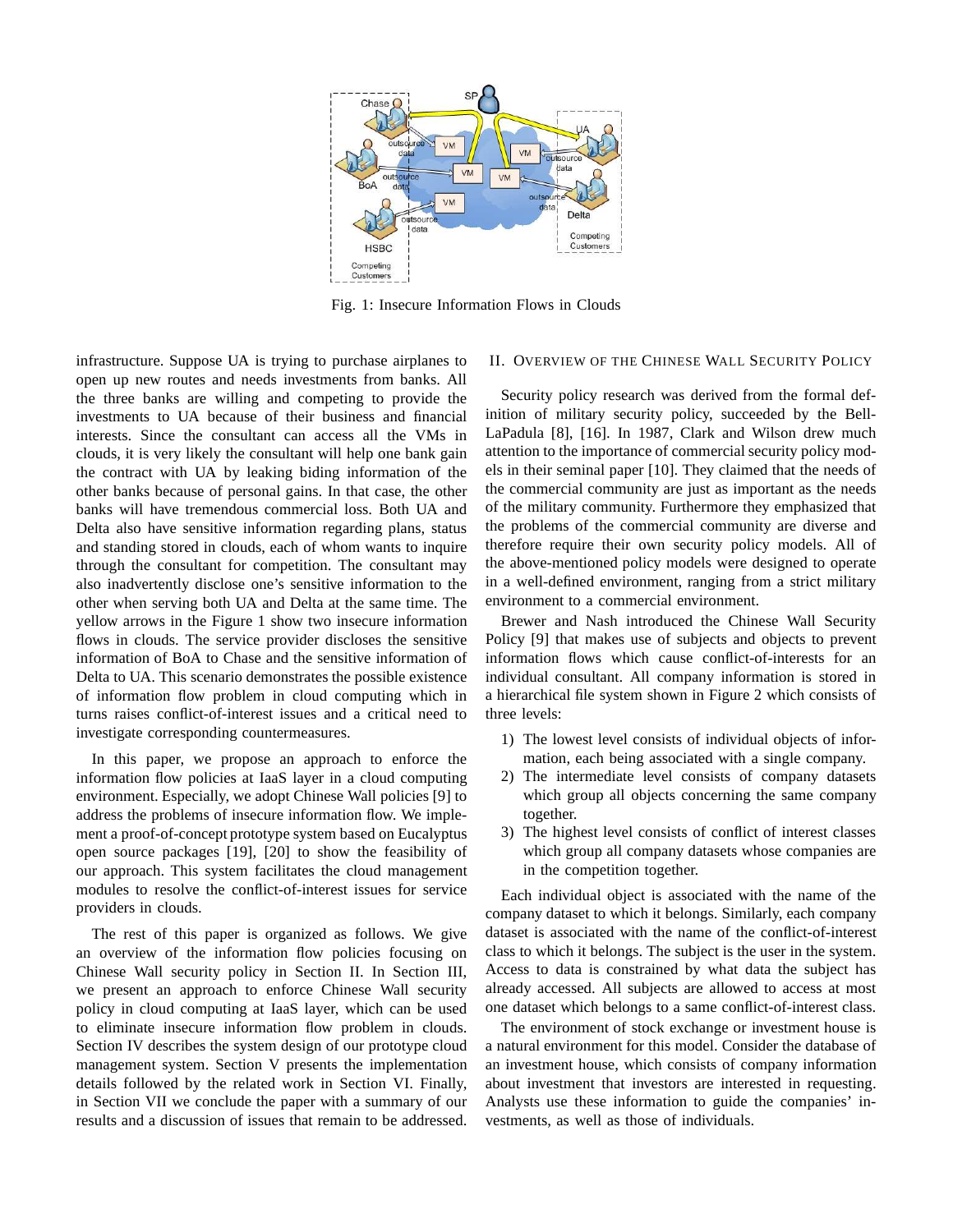Fig. 1: Insecure Information Flows in Clouds

infrastructure. Suppose UA is trying to purchase airplanes to open up new routes and needs investments from banks. All the three banks are willing and competing to provide the investments to UA because of their business and financial interests. Since the consultant can access all the VMs in clouds, it is very likely the consultant will help one bank gain the contract with UA by leaking biding information of the other banks because of personal gains. In that case, the other banks will have tremendous commercial loss. Both UA and Delta also have sensitive information regarding plans, status and standing stored in clouds, each of whom wants to inquire through the consultant for competition. The consultant may also inadvertently disclose one's sensitive information to the other when serving both UA and Delta at the same time. The yellow arrows in the Figure 1 show two insecure information flows in clouds. The service provider discloses the sensitive information of BoA to Chase and the sensitive information of Delta to UA. This scenario demonstrates the possible existence of information flow problem in cloud computing which in turns raises conflict-of-interest issues and a critical need to investigate corresponding countermeasures.

In this paper, we propose an approach to enforce the information flow policies at IaaS layer in a cloud computing environment. Especially, we adopt Chinese Wall policies [9] to address the problems of insecure information flow. We implement a proof-of-concept prototype system based on Eucalyptus open source packages [19], [20] to show the feasibility of our approach. This system facilitates the cloud management modules to resolve the conflict-of-interest issues for service providers in clouds.

The rest of this paper is organized as follows. We give an overview of the information flow policies focusing on Chinese Wall security policy in Section II. In Section III, we present an approach to enforce Chinese Wall security policy in cloud computing at IaaS layer, which can be used to eliminate insecure information flow problem in clouds. Section IV describes the system design of our prototype cloud management system. Section V presents the implementation details followed by the related work in Section VI. Finally, in Section VII we conclude the paper with a summary of our results and a discussion of issues that remain to be addressed.

## II. Overview of the Chinese Wall Security Policy

Security policy research was derived from the formal definition of military security policy, succeeded by the Bell-LaPadula [8], [16]. In 1987, Clark and Wilson drew much attention to the importance of commercial security policy models in their seminal paper [10]. They claimed that the needs of the commercial community are just as important as the needs of the military community. Furthermore they emphasized that the problems of the commercial community are diverse and therefore require their own security policy models. All of the above-mentioned policy models were designed to operate in a well-defined environment, ranging from a strict military environment to a commercial environment.

Brewer and Nash introduced the Chinese Wall Security Policy [9] that makes use of subjects and objects to prevent information flows which cause conflict-of-interests for an individual consultant. All company information is stored in a hierarchical file system shown in Figure 2 which consists of three levels:

1) The lowest level consists of individual objects of information, each being associated with a single company.
2) The intermediate level consists of company datasets which group all objects concerning the same company together.
3) The highest level consists of conflict of interest classes which group all company datasets whose companies are in the competition together.

Each individual object is associated with the name of the company dataset to which it belongs. Similarly, each company dataset is associated with the name of the conflict-of-interest class to which it belongs. The subject is the user in the system. Access to data is constrained by what data the subject has already accessed. All subjects are allowed to access at most one dataset which belongs to a same conflict-of-interest class.

The environment of stock exchange or investment house is a natural environment for this model. Consider the database of an investment house, which consists of company information about investment that investors are interested in requesting. Analysts use these information to guide the companies' investments, as well as those of individuals.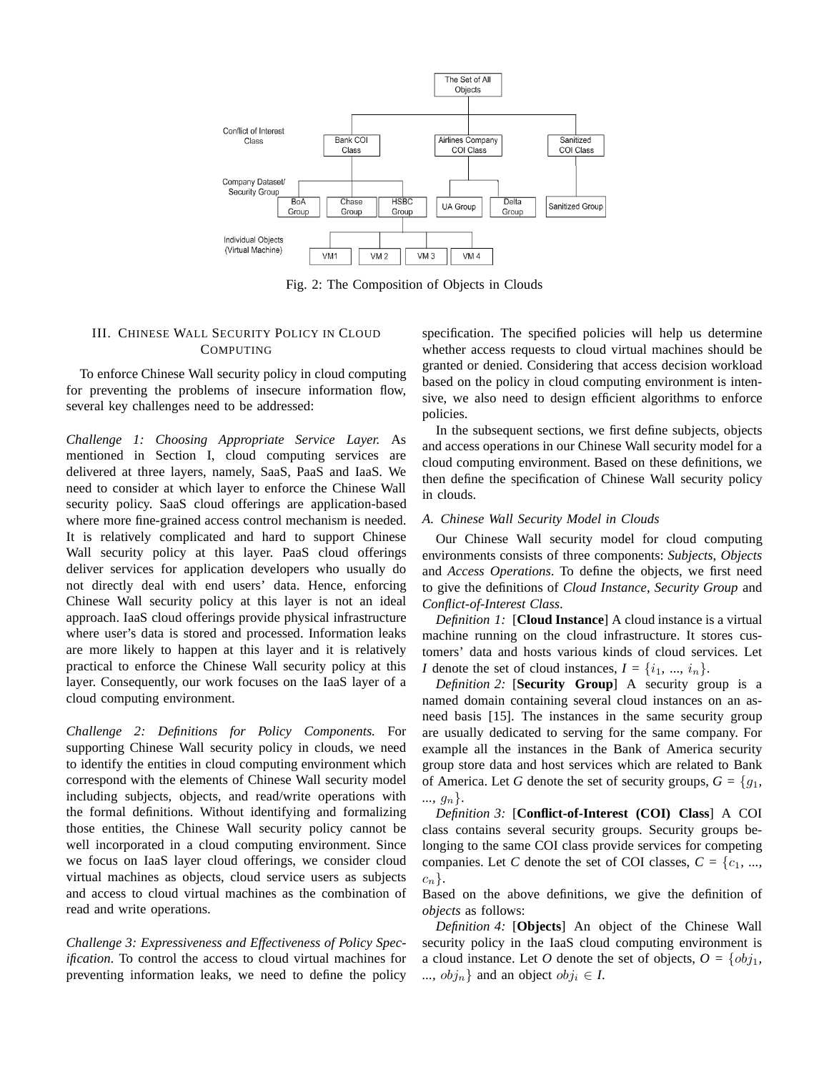Fig. 2: The Composition of Objects in Clouds

## III. Chinese Wall Security Policy in Cloud Computing

To enforce Chinese Wall security policy in cloud computing for preventing the problems of insecure information flow, several key challenges need to be addressed:

*Challenge 1: Choosing Appropriate Service Layer.* As mentioned in Section I, cloud computing services are delivered at three layers, namely, SaaS, PaaS and IaaS. We need to consider at which layer to enforce the Chinese Wall security policy. SaaS cloud offerings are application-based where more fine-grained access control mechanism is needed. It is relatively complicated and hard to support Chinese Wall security policy at this layer. PaaS cloud offerings deliver services for application developers who usually do not directly deal with end users' data. Hence, enforcing Chinese Wall security policy at this layer is not an ideal approach. IaaS cloud offerings provide physical infrastructure where user's data is stored and processed. Information leaks are more likely to happen at this layer and it is relatively practical to enforce the Chinese Wall security policy at this layer. Consequently, our work focuses on the IaaS layer of a cloud computing environment.

*Challenge 2: Definitions for Policy Components.* For supporting Chinese Wall security policy in clouds, we need to identify the entities in cloud computing environment which correspond with the elements of Chinese Wall security model including subjects, objects, and read/write operations with the formal definitions. Without identifying and formalizing those entities, the Chinese Wall security policy cannot be well incorporated in a cloud computing environment. Since we focus on IaaS layer cloud offerings, we consider cloud virtual machines as objects, cloud service users as subjects and access to cloud virtual machines as the combination of read and write operations.

*Challenge 3: Expressiveness and Effectiveness of Policy Specification.* To control the access to cloud virtual machines for preventing information leaks, we need to define the policy specification. The specified policies will help us determine whether access requests to cloud virtual machines should be granted or denied. Considering that access decision workload based on the policy in cloud computing environment is intensive, we also need to design efficient algorithms to enforce policies.

In the subsequent sections, we first define subjects, objects and access operations in our Chinese Wall security model for a cloud computing environment. Based on these definitions, we then define the specification of Chinese Wall security policy in clouds.

### A. Chinese Wall Security Model in Clouds

Our Chinese Wall security model for cloud computing environments consists of three components: *Subjects*, *Objects* and *Access Operations*. To define the objects, we first need to give the definitions of *Cloud Instance*, *Security Group* and *Conflict-of-Interest Class*.

*Definition 1:* [**Cloud Instance**] A cloud instance is a virtual machine running on the cloud infrastructure. It stores customers' data and hosts various kinds of cloud services. Let $I$ denote the set of cloud instances, $I = \{i_1, ..., i_n\}$.

*Definition 2:* [**Security Group**] A security group is a named domain containing several cloud instances on an as-need basis [15]. The instances in the same security group are usually dedicated to serving for the same company. For example all the instances in the Bank of America security group store data and host services which are related to Bank of America. Let $G$ denote the set of security groups, $G = \{g_1, ..., g_n\}$.

*Definition 3:* [**Conflict-of-Interest (COI) Class**] A COI class contains several security groups. Security groups belonging to the same COI class provide services for competing companies. Let $C$ denote the set of COI classes, $C = \{c_1, ..., c_n\}$.

Based on the above definitions, we give the definition of *objects* as follows:

*Definition 4:* [**Objects**] An object of the Chinese Wall security policy in the IaaS cloud computing environment is a cloud instance. Let $O$ denote the set of objects, $O = \{obj_1, ..., obj_n\}$ and an object $obj_i \in I$.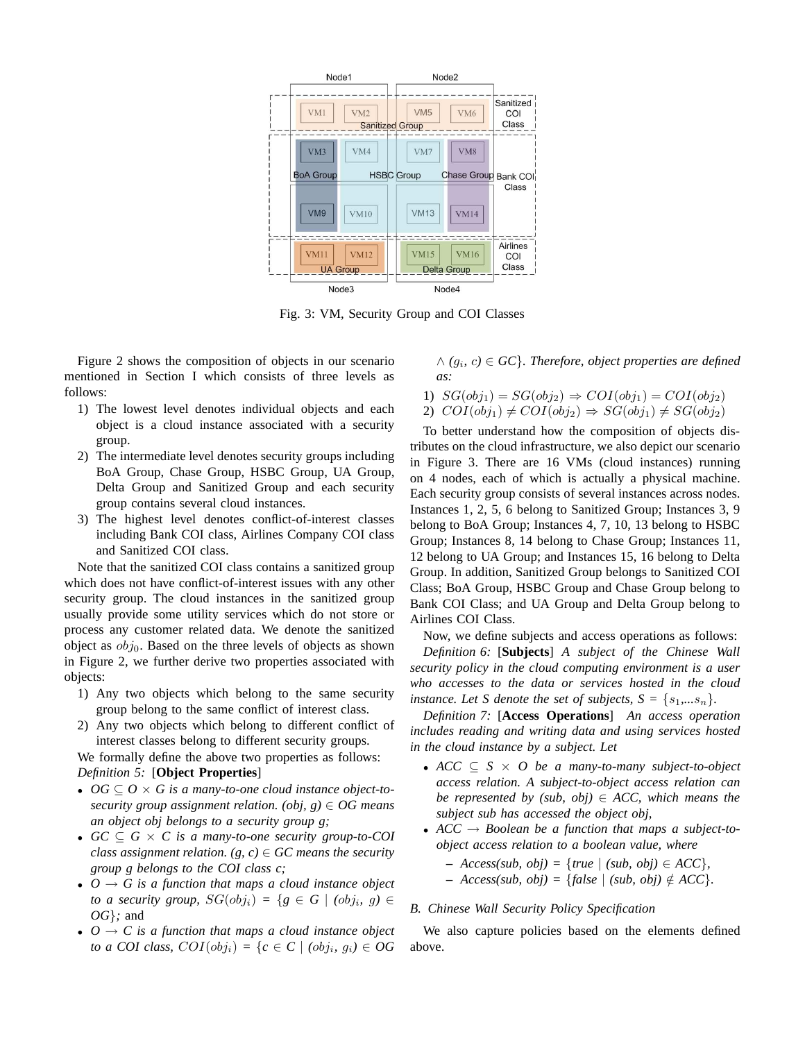Fig. 3: VM, Security Group and COI Classes

Figure 2 shows the composition of objects in our scenario mentioned in Section I which consists of three levels as follows:

1) The lowest level denotes individual objects and each object is a cloud instance associated with a security group.
2) The intermediate level denotes security groups including BoA Group, Chase Group, HSBC Group, UA Group, Delta Group and Sanitized Group and each security group contains several cloud instances.
3) The highest level denotes conflict-of-interest classes including Bank COI class, Airlines Company COI class and Sanitized COI class.

Note that the sanitized COI class contains a sanitized group which does not have conflict-of-interest issues with any other security group. The cloud instances in the sanitized group usually provide some utility services which do not store or process any customer related data. We denote the sanitized object as $obj_0$. Based on the three levels of objects as shown in Figure 2, we further derive two properties associated with objects:

1) Any two objects which belong to the same security group belong to the same conflict of interest class.
2) Any two objects which belong to different conflict of interest classes belong to different security groups.

We formally define the above two properties as follows:

*Definition 5:* [**Object Properties**]

- *$OG \subseteq O \times G$ is a many-to-one cloud instance object-to-security group assignment relation. (obj, g) $\in$ OG means an object obj belongs to a security group g;*
- *$GC \subseteq G \times C$ is a many-to-one security group-to-COI class assignment relation. (g, c) $\in$ GC means the security group g belongs to the COI class c;*
- *$O \rightarrow G$ is a function that maps a cloud instance object to a security group, $SG(obj_i)$ = {$g \in G$ | ($obj_i$, g) $\in$ OG};* and
- *$O \rightarrow C$ is a function that maps a cloud instance object to a COI class, $COI(obj_i)$ = {$c \in C$ | ($obj_i$, $g_i$) $\in$ OG $\wedge$ ($g_i$, c) $\in$ GC}. Therefore, object properties are defined as:*

1) $SG(obj_1) = SG(obj_2) \Rightarrow COI(obj_1) = COI(obj_2)$
2) $COI(obj_1) \neq COI(obj_2) \Rightarrow SG(obj_1) \neq SG(obj_2)$

To better understand how the composition of objects distributes on the cloud infrastructure, we also depict our scenario in Figure 3. There are 16 VMs (cloud instances) running on 4 nodes, each of which is actually a physical machine. Each security group consists of several instances across nodes. Instances 1, 2, 5, 6 belong to Sanitized Group; Instances 3, 9 belong to BoA Group; Instances 4, 7, 10, 13 belong to HSBC Group; Instances 8, 14 belong to Chase Group; Instances 11, 12 belong to UA Group; and Instances 15, 16 belong to Delta Group. In addition, Sanitized Group belongs to Sanitized COI Class; BoA Group, HSBC Group and Chase Group belong to Bank COI Class; and UA Group and Delta Group belong to Airlines COI Class.

Now, we define subjects and access operations as follows:

*Definition 6:* [**Subjects**] *A subject of the Chinese Wall security policy in the cloud computing environment is a user who accesses to the data or services hosted in the cloud instance. Let S denote the set of subjects, S = {$s_1$,...$s_n$}.*

*Definition 7:* [**Access Operations**] *An access operation includes reading and writing data and using services hosted in the cloud instance by a subject. Let*

- *$ACC \subseteq S \times O$ be a many-to-many subject-to-object access relation. A subject-to-object access relation can be represented by (sub, obj) $\in$ ACC, which means the subject sub has accessed the object obj,*
- *ACC $\rightarrow$ Boolean be a function that maps a subject-to-object access relation to a boolean value, where*
  - *Access(sub, obj) = {true | (sub, obj) $\in$ ACC},*
  - *Access(sub, obj) = {false | (sub, obj) $\notin$ ACC}.*

### *B. Chinese Wall Security Policy Specification*

We also capture policies based on the elements defined above.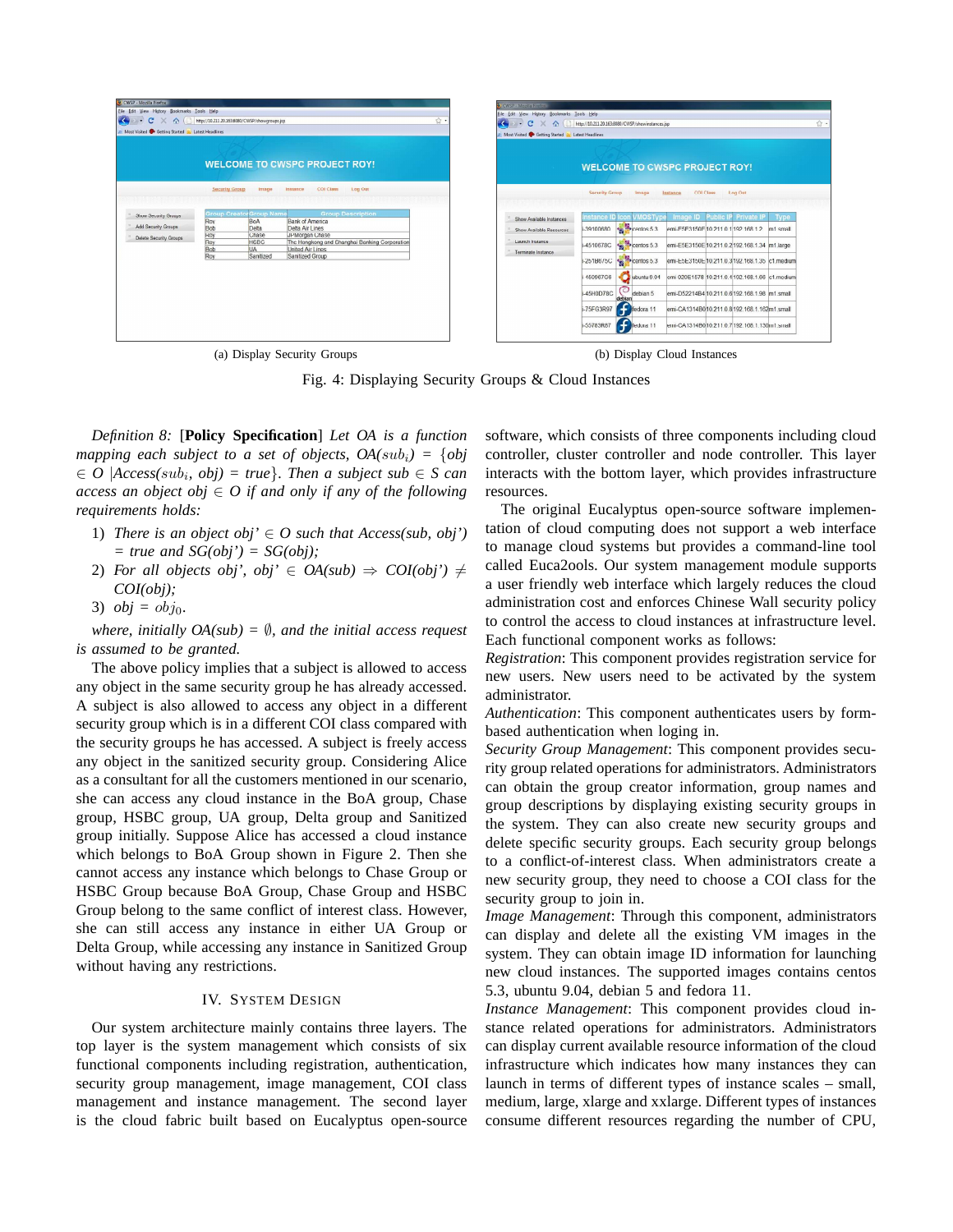(a) Display Security Groups

(b) Display Cloud Instances

Fig. 4: Displaying Security Groups & Cloud Instances

*Definition 8:* [**Policy Specification**] *Let OA is a function mapping each subject to a set of objects, OA($sub_i$) = {obj ∈ O |Access($sub_i$, obj) = true}. Then a subject sub ∈ S can access an object obj ∈ O if and only if any of the following requirements holds:*

1) *There is an object obj' ∈ O such that Access(sub, obj') = true and SG(obj') = SG(obj);*
2) *For all objects obj', obj' ∈ OA(sub) ⇒ COI(obj') ≠ COI(obj);*
3) *obj = $obj_0$.*

*where, initially OA(sub) = ∅, and the initial access request is assumed to be granted.*

The above policy implies that a subject is allowed to access any object in the same security group he has already accessed. A subject is also allowed to access any object in a different security group which is in a different COI class compared with the security groups he has accessed. A subject is freely access any object in the sanitized security group. Considering Alice as a consultant for all the customers mentioned in our scenario, she can access any cloud instance in the BoA group, Chase group, HSBC group, UA group, Delta group and Sanitized group initially. Suppose Alice has accessed a cloud instance which belongs to BoA Group shown in Figure 2. Then she cannot access any instance which belongs to Chase Group or HSBC Group because BoA Group, Chase Group and HSBC Group belong to the same conflict of interest class. However, she can still access any instance in either UA Group or Delta Group, while accessing any instance in Sanitized Group without having any restrictions.

## IV. System Design

Our system architecture mainly contains three layers. The top layer is the system management which consists of six functional components including registration, authentication, security group management, image management, COI class management and instance management. The second layer is the cloud fabric built based on Eucalyptus open-source software, which consists of three components including cloud controller, cluster controller and node controller. This layer interacts with the bottom layer, which provides infrastructure resources.

The original Eucalyptus open-source software implementation of cloud computing does not support a web interface to manage cloud systems but provides a command-line tool called Euca2ools. Our system management module supports a user friendly web interface which largely reduces the cloud administration cost and enforces Chinese Wall security policy to control the access to cloud instances at infrastructure level. Each functional component works as follows:

*Registration*: This component provides registration service for new users. New users need to be activated by the system administrator.

*Authentication*: This component authenticates users by form-based authentication when loging in.

*Security Group Management*: This component provides security group related operations for administrators. Administrators can obtain the group creator information, group names and group descriptions by displaying existing security groups in the system. They can also create new security groups and delete specific security groups. Each security group belongs to a conflict-of-interest class. When administrators create a new security group, they need to choose a COI class for the security group to join in.

*Image Management*: Through this component, administrators can display and delete all the existing VM images in the system. They can obtain image ID information for launching new cloud instances. The supported images contains centos 5.3, ubuntu 9.04, debian 5 and fedora 11.

*Instance Management*: This component provides cloud instance related operations for administrators. Administrators can display current available resource information of the cloud infrastructure which indicates how many instances they can launch in terms of different types of instance scales – small, medium, large, xlarge and xxlarge. Different types of instances consume different resources regarding the number of CPU,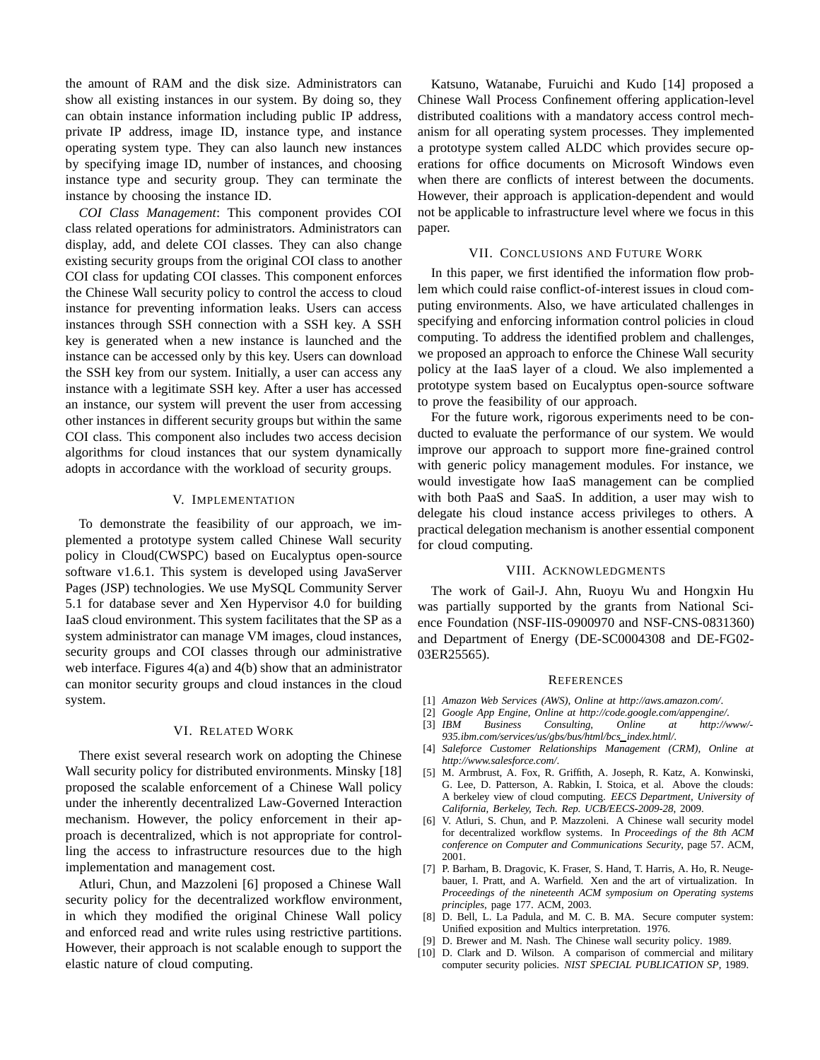the amount of RAM and the disk size. Administrators can show all existing instances in our system. By doing so, they can obtain instance information including public IP address, private IP address, image ID, instance type, and instance operating system type. They can also launch new instances by specifying image ID, number of instances, and choosing instance type and security group. They can terminate the instance by choosing the instance ID.

*COI Class Management*: This component provides COI class related operations for administrators. Administrators can display, add, and delete COI classes. They can also change existing security groups from the original COI class to another COI class for updating COI classes. This component enforces the Chinese Wall security policy to control the access to cloud instance for preventing information leaks. Users can access instances through SSH connection with a SSH key. A SSH key is generated when a new instance is launched and the instance can be accessed only by this key. Users can download the SSH key from our system. Initially, a user can access any instance with a legitimate SSH key. After a user has accessed an instance, our system will prevent the user from accessing other instances in different security groups but within the same COI class. This component also includes two access decision algorithms for cloud instances that our system dynamically adopts in accordance with the workload of security groups.

## V. Implementation

To demonstrate the feasibility of our approach, we implemented a prototype system called Chinese Wall security policy in Cloud(CWSPC) based on Eucalyptus open-source software v1.6.1. This system is developed using JavaServer Pages (JSP) technologies. We use MySQL Community Server 5.1 for database sever and Xen Hypervisor 4.0 for building IaaS cloud environment. This system facilitates that the SP as a system administrator can manage VM images, cloud instances, security groups and COI classes through our administrative web interface. Figures 4(a) and 4(b) show that an administrator can monitor security groups and cloud instances in the cloud system.

## VI. Related Work

There exist several research work on adopting the Chinese Wall security policy for distributed environments. Minsky [18] proposed the scalable enforcement of a Chinese Wall policy under the inherently decentralized Law-Governed Interaction mechanism. However, the policy enforcement in their approach is decentralized, which is not appropriate for controlling the access to infrastructure resources due to the high implementation and management cost.

Atluri, Chun, and Mazzoleni [6] proposed a Chinese Wall security policy for the decentralized workflow environment, in which they modified the original Chinese Wall policy and enforced read and write rules using restrictive partitions. However, their approach is not scalable enough to support the elastic nature of cloud computing.

Katsuno, Watanabe, Furuichi and Kudo [14] proposed a Chinese Wall Process Confinement offering application-level distributed coalitions with a mandatory access control mechanism for all operating system processes. They implemented a prototype system called ALDC which provides secure operations for office documents on Microsoft Windows even when there are conflicts of interest between the documents. However, their approach is application-dependent and would not be applicable to infrastructure level where we focus in this paper.

## VII. Conclusions and Future Work

In this paper, we first identified the information flow problem which could raise conflict-of-interest issues in cloud computing environments. Also, we have articulated challenges in specifying and enforcing information control policies in cloud computing. To address the identified problem and challenges, we proposed an approach to enforce the Chinese Wall security policy at the IaaS layer of a cloud. We also implemented a prototype system based on Eucalyptus open-source software to prove the feasibility of our approach.

For the future work, rigorous experiments need to be conducted to evaluate the performance of our system. We would improve our approach to support more fine-grained control with generic policy management modules. For instance, we would investigate how IaaS management can be complied with both PaaS and SaaS. In addition, a user may wish to delegate his cloud instance access privileges to others. A practical delegation mechanism is another essential component for cloud computing.

## VIII. Acknowledgments

The work of Gail-J. Ahn, Ruoyu Wu and Hongxin Hu was partially supported by the grants from National Science Foundation (NSF-IIS-0900970 and NSF-CNS-0831360) and Department of Energy (DE-SC0004308 and DE-FG02-03ER25565).

## References

[1] *Amazon Web Services (AWS), Online at http://aws.amazon.com/.*

[2] *Google App Engine, Online at http://code.google.com/appengine/.*

[3] *IBM Business Consulting, Online at http://www/-935.ibm.com/services/us/gbs/bus/html/bcs_index.html/.*

[4] *Saleforce Customer Relationships Management (CRM), Online at http://www.salesforce.com/.*

[5] M. Armbrust, A. Fox, R. Griffith, A. Joseph, R. Katz, A. Konwinski, G. Lee, D. Patterson, A. Rabkin, I. Stoica, et al. Above the clouds: A berkeley view of cloud computing. *EECS Department, University of California, Berkeley, Tech. Rep. UCB/EECS-2009-28*, 2009.

[6] V. Atluri, S. Chun, and P. Mazzoleni. A Chinese wall security model for decentralized workflow systems. In *Proceedings of the 8th ACM conference on Computer and Communications Security*, page 57. ACM, 2001.

[7] P. Barham, B. Dragovic, K. Fraser, S. Hand, T. Harris, A. Ho, R. Neugebauer, I. Pratt, and A. Warfield. Xen and the art of virtualization. In *Proceedings of the nineteenth ACM symposium on Operating systems principles*, page 177. ACM, 2003.

[8] D. Bell, L. La Padula, and M. C. B. MA. Secure computer system: Unified exposition and Multics interpretation. 1976.

[9] D. Brewer and M. Nash. The Chinese wall security policy. 1989.

[10] D. Clark and D. Wilson. A comparison of commercial and military computer security policies. *NIST SPECIAL PUBLICATION SP*, 1989.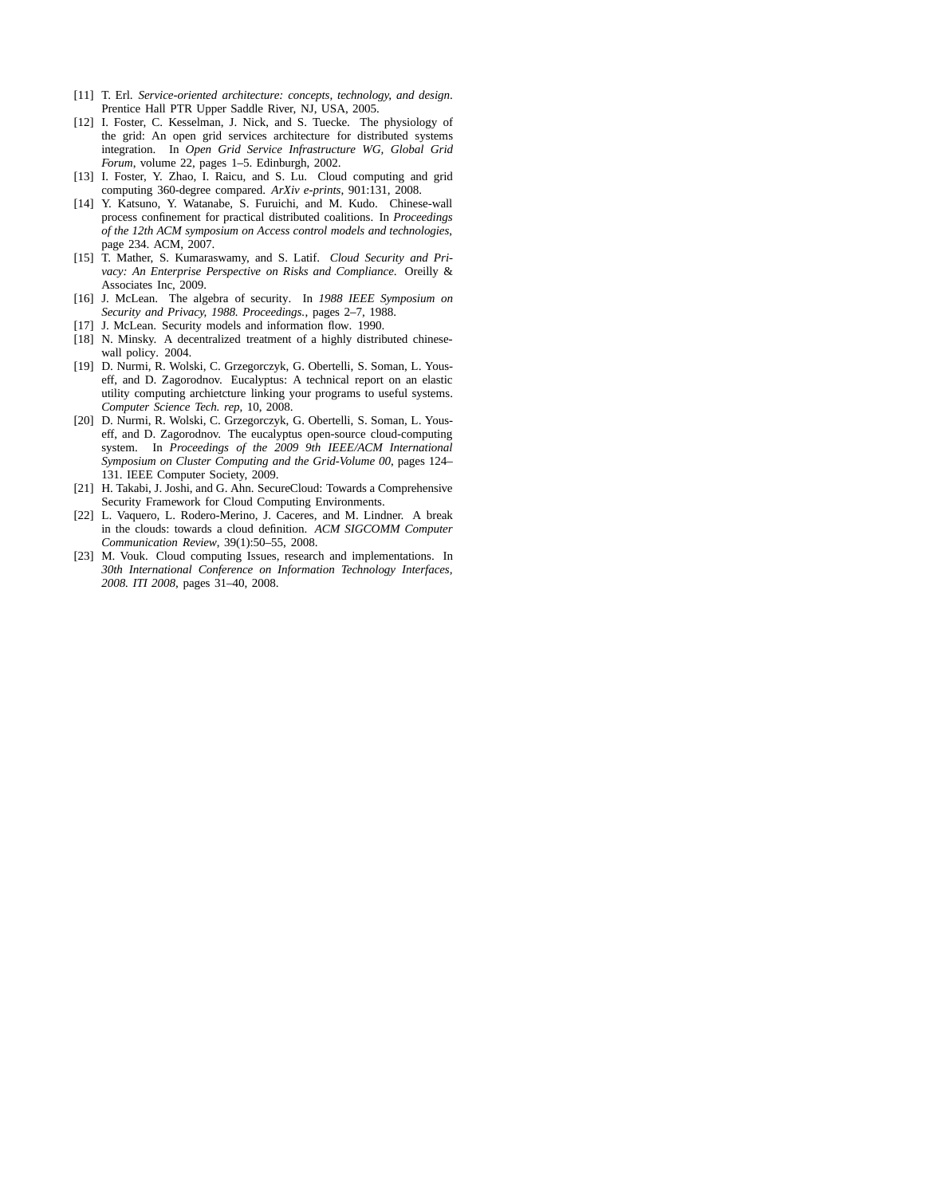[11] T. Erl. *Service-oriented architecture: concepts, technology, and design*. Prentice Hall PTR Upper Saddle River, NJ, USA, 2005.

[12] I. Foster, C. Kesselman, J. Nick, and S. Tuecke. The physiology of the grid: An open grid services architecture for distributed systems integration. In *Open Grid Service Infrastructure WG, Global Grid Forum*, volume 22, pages 1–5. Edinburgh, 2002.

[13] I. Foster, Y. Zhao, I. Raicu, and S. Lu. Cloud computing and grid computing 360-degree compared. *ArXiv e-prints*, 901:131, 2008.

[14] Y. Katsuno, Y. Watanabe, S. Furuichi, and M. Kudo. Chinese-wall process confinement for practical distributed coalitions. In *Proceedings of the 12th ACM symposium on Access control models and technologies*, page 234. ACM, 2007.

[15] T. Mather, S. Kumaraswamy, and S. Latif. *Cloud Security and Privacy: An Enterprise Perspective on Risks and Compliance*. Oreilly & Associates Inc, 2009.

[16] J. McLean. The algebra of security. In *1988 IEEE Symposium on Security and Privacy, 1988. Proceedings.*, pages 2–7, 1988.

[17] J. McLean. Security models and information flow. 1990.

[18] N. Minsky. A decentralized treatment of a highly distributed chinese-wall policy. 2004.

[19] D. Nurmi, R. Wolski, C. Grzegorczyk, G. Obertelli, S. Soman, L. Youseff, and D. Zagorodnov. Eucalyptus: A technical report on an elastic utility computing archietcture linking your programs to useful systems. *Computer Science Tech. rep*, 10, 2008.

[20] D. Nurmi, R. Wolski, C. Grzegorczyk, G. Obertelli, S. Soman, L. Youseff, and D. Zagorodnov. The eucalyptus open-source cloud-computing system. In *Proceedings of the 2009 9th IEEE/ACM International Symposium on Cluster Computing and the Grid-Volume 00*, pages 124–131. IEEE Computer Society, 2009.

[21] H. Takabi, J. Joshi, and G. Ahn. SecureCloud: Towards a Comprehensive Security Framework for Cloud Computing Environments.

[22] L. Vaquero, L. Rodero-Merino, J. Caceres, and M. Lindner. A break in the clouds: towards a cloud definition. *ACM SIGCOMM Computer Communication Review*, 39(1):50–55, 2008.

[23] M. Vouk. Cloud computing Issues, research and implementations. In *30th International Conference on Information Technology Interfaces, 2008. ITI 2008*, pages 31–40, 2008.